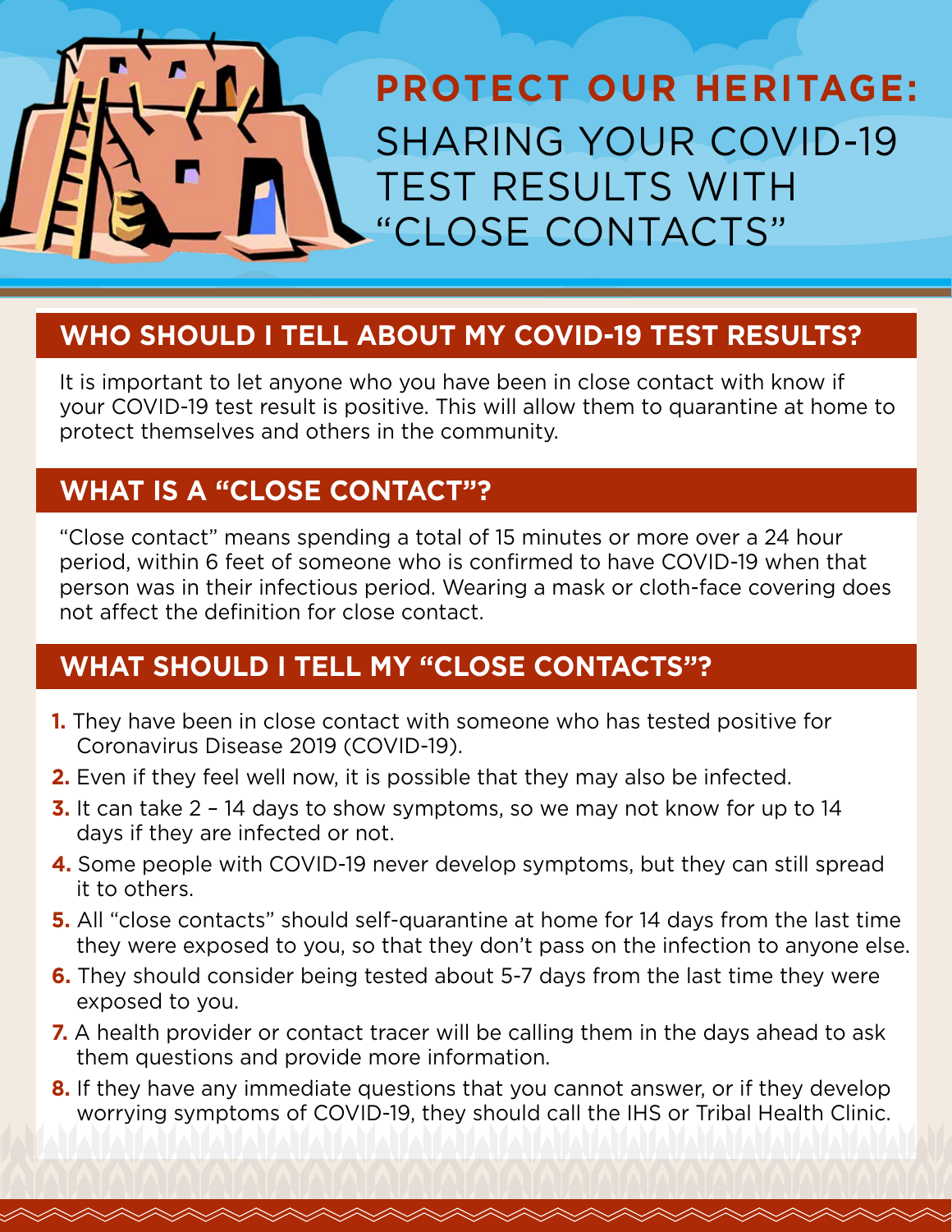# PROTECT OUR HERITAGE: SHARING YOUR COVID-19 TEST RESULTS WITH "CLOSE CONTACTS"

## WHO SHOULD I TELL ABOUT MY COVID-19 TEST RESULTS?

It is important to let anyone who you have been in close contact with know if your COVID-19 test result is positive. This will allow them to quarantine at home to protect themselves and others in the community.

## WHAT IS A "CLOSE CONTACT"?

"Close contact" means spending a total of 15 minutes or more over a 24 hour period, within 6 feet of someone who is confirmed to have COVID-19 when that person was in their infectious period. Wearing a mask or cloth-face covering does not affect the definition for close contact.

## WHAT SHOULD I TELL MY "CLOSE CONTACTS"?

1. They have been in close contact with someone who has tested positive for Coronavirus Disease 2019 (COVID-19).
2. Even if they feel well now, it is possible that they may also be infected.
3. It can take 2 – 14 days to show symptoms, so we may not know for up to 14 days if they are infected or not.
4. Some people with COVID-19 never develop symptoms, but they can still spread it to others.
5. All "close contacts" should self-quarantine at home for 14 days from the last time they were exposed to you, so that they don't pass on the infection to anyone else.
6. They should consider being tested about 5-7 days from the last time they were exposed to you.
7. A health provider or contact tracer will be calling them in the days ahead to ask them questions and provide more information.
8. If they have any immediate questions that you cannot answer, or if they develop worrying symptoms of COVID-19, they should call the IHS or Tribal Health Clinic.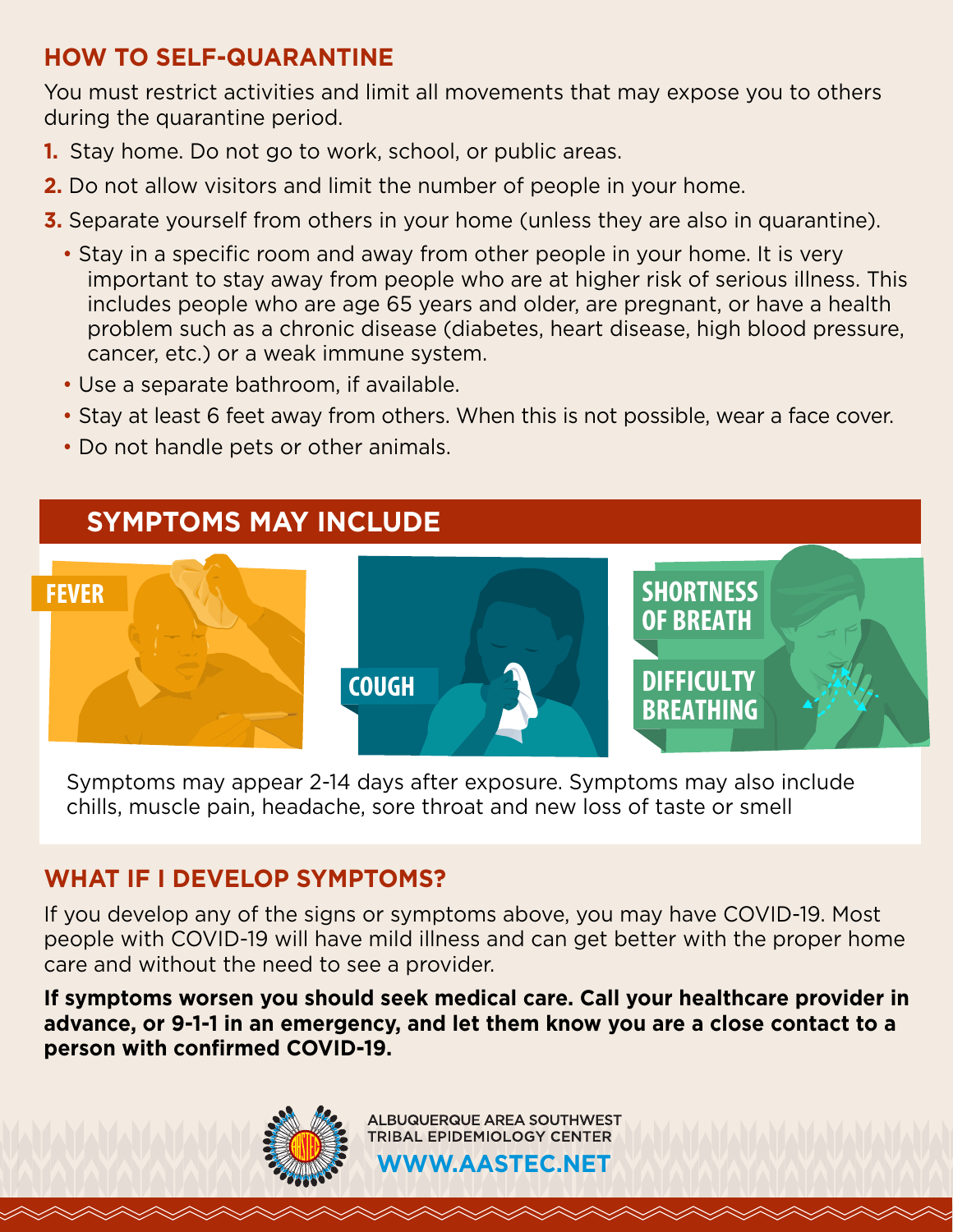## HOW TO SELF-QUARANTINE

You must restrict activities and limit all movements that may expose you to others during the quarantine period.

1. Stay home. Do not go to work, school, or public areas.
2. Do not allow visitors and limit the number of people in your home.
3. Separate yourself from others in your home (unless they are also in quarantine).
   - Stay in a specific room and away from other people in your home. It is very important to stay away from people who are at higher risk of serious illness. This includes people who are age 65 years and older, are pregnant, or have a health problem such as a chronic disease (diabetes, heart disease, high blood pressure, cancer, etc.) or a weak immune system.
   - Use a separate bathroom, if available.
   - Stay at least 6 feet away from others. When this is not possible, wear a face cover.
   - Do not handle pets or other animals.

## SYMPTOMS MAY INCLUDE

FEVER

COUGH

SHORTNESS OF BREATH

DIFFICULTY BREATHING

Symptoms may appear 2-14 days after exposure. Symptoms may also include chills, muscle pain, headache, sore throat and new loss of taste or smell

## WHAT IF I DEVELOP SYMPTOMS?

If you develop any of the signs or symptoms above, you may have COVID-19. Most people with COVID-19 will have mild illness and can get better with the proper home care and without the need to see a provider.

**If symptoms worsen you should seek medical care. Call your healthcare provider in advance, or 9-1-1 in an emergency, and let them know you are a close contact to a person with confirmed COVID-19.**

ALBUQUERQUE AREA SOUTHWEST TRIBAL EPIDEMIOLOGY CENTER

WWW.AASTEC.NET